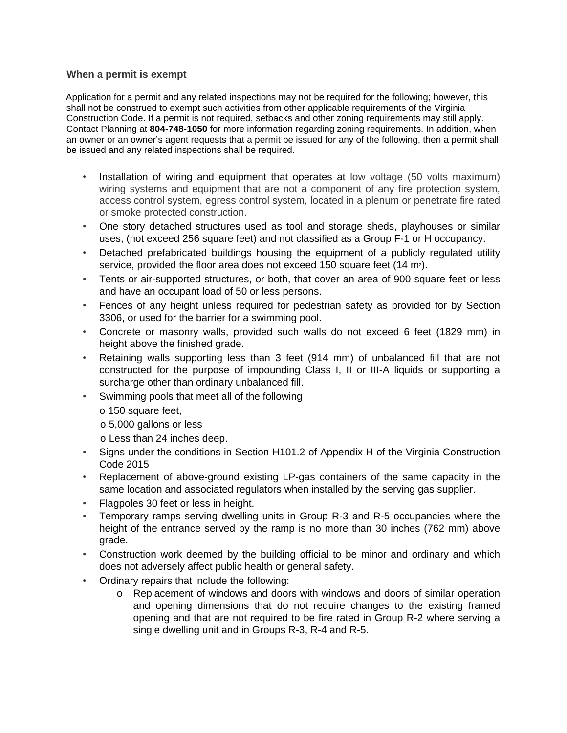### When a permit is exempt

Application for a permit and any related inspections may not be required for the following; however, this shall not be construed to exempt such activities from other applicable requirements of the Virginia Construction Code. If a permit is not required, setbacks and other zoning requirements may still apply. Contact Planning at **804-748-1050** for more information regarding zoning requirements. In addition, when an owner or an owner's agent requests that a permit be issued for any of the following, then a permit shall be issued and any related inspections shall be required.

- Installation of wiring and equipment that operates at low voltage (50 volts maximum) wiring systems and equipment that are not a component of any fire protection system, access control system, egress control system, located in a plenum or penetrate fire rated or smoke protected construction.
- One story detached structures used as tool and storage sheds, playhouses or similar uses, (not exceed 256 square feet) and not classified as a Group F-1 or H occupancy.
- Detached prefabricated buildings housing the equipment of a publicly regulated utility service, provided the floor area does not exceed 150 square feet (14 $m^2$).
- Tents or air-supported structures, or both, that cover an area of 900 square feet or less and have an occupant load of 50 or less persons.
- Fences of any height unless required for pedestrian safety as provided for by Section 3306, or used for the barrier for a swimming pool.
- Concrete or masonry walls, provided such walls do not exceed 6 feet (1829 mm) in height above the finished grade.
- Retaining walls supporting less than 3 feet (914 mm) of unbalanced fill that are not constructed for the purpose of impounding Class I, II or III-A liquids or supporting a surcharge other than ordinary unbalanced fill.
- Swimming pools that meet all of the following
  - 150 square feet,
  - 5,000 gallons or less
  - Less than 24 inches deep.
- Signs under the conditions in Section H101.2 of Appendix H of the Virginia Construction Code 2015
- Replacement of above-ground existing LP-gas containers of the same capacity in the same location and associated regulators when installed by the serving gas supplier.
- Flagpoles 30 feet or less in height.
- Temporary ramps serving dwelling units in Group R-3 and R-5 occupancies where the height of the entrance served by the ramp is no more than 30 inches (762 mm) above grade.
- Construction work deemed by the building official to be minor and ordinary and which does not adversely affect public health or general safety.
- Ordinary repairs that include the following:
  - Replacement of windows and doors with windows and doors of similar operation and opening dimensions that do not require changes to the existing framed opening and that are not required to be fire rated in Group R-2 where serving a single dwelling unit and in Groups R-3, R-4 and R-5.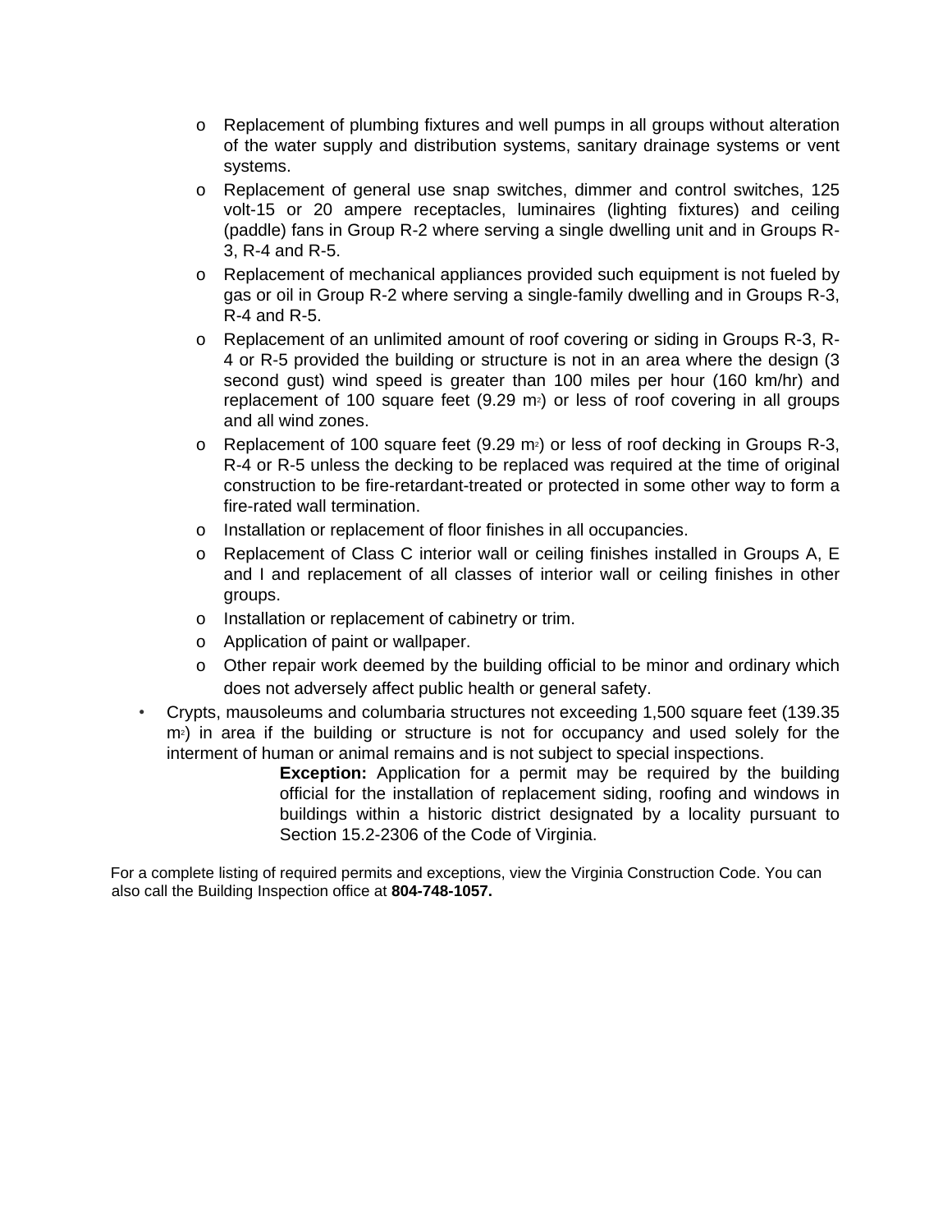- Replacement of plumbing fixtures and well pumps in all groups without alteration of the water supply and distribution systems, sanitary drainage systems or vent systems.
- Replacement of general use snap switches, dimmer and control switches, 125 volt-15 or 20 ampere receptacles, luminaires (lighting fixtures) and ceiling (paddle) fans in Group R-2 where serving a single dwelling unit and in Groups R-3, R-4 and R-5.
- Replacement of mechanical appliances provided such equipment is not fueled by gas or oil in Group R-2 where serving a single-family dwelling and in Groups R-3, R-4 and R-5.
- Replacement of an unlimited amount of roof covering or siding in Groups R-3, R-4 or R-5 provided the building or structure is not in an area where the design (3 second gust) wind speed is greater than 100 miles per hour (160 km/hr) and replacement of 100 square feet (9.29 $m^2$) or less of roof covering in all groups and all wind zones.
- Replacement of 100 square feet (9.29 $m^2$) or less of roof decking in Groups R-3, R-4 or R-5 unless the decking to be replaced was required at the time of original construction to be fire-retardant-treated or protected in some other way to form a fire-rated wall termination.
- Installation or replacement of floor finishes in all occupancies.
- Replacement of Class C interior wall or ceiling finishes installed in Groups A, E and I and replacement of all classes of interior wall or ceiling finishes in other groups.
- Installation or replacement of cabinetry or trim.
- Application of paint or wallpaper.
- Other repair work deemed by the building official to be minor and ordinary which does not adversely affect public health or general safety.

- Crypts, mausoleums and columbaria structures not exceeding 1,500 square feet (139.35 $m^2$) in area if the building or structure is not for occupancy and used solely for the interment of human or animal remains and is not subject to special inspections.

  **Exception:** Application for a permit may be required by the building official for the installation of replacement siding, roofing and windows in buildings within a historic district designated by a locality pursuant to Section 15.2-2306 of the Code of Virginia.

For a complete listing of required permits and exceptions, view the Virginia Construction Code. You can also call the Building Inspection office at **804-748-1057.**